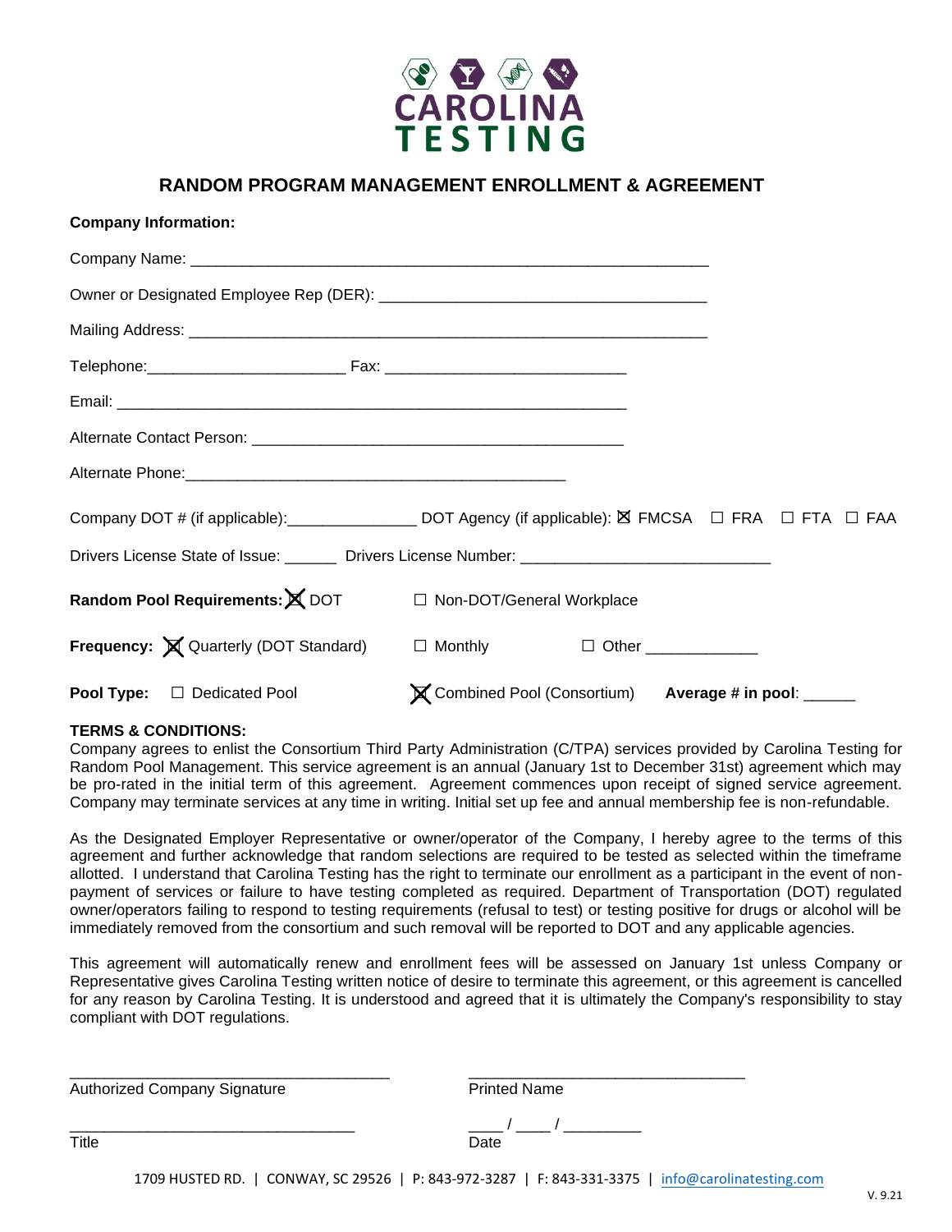CAROLINA TESTING

# RANDOM PROGRAM MANAGEMENT ENROLLMENT & AGREEMENT

**Company Information:**

Company Name: ___________________________________________________________

Owner or Designated Employee Rep (DER): ______________________________________

Mailing Address: __________________________________________________________

Telephone:______________________ Fax: ___________________________

Email: _________________________________________________________

Alternate Contact Person: ___________________________________________

Alternate Phone:____________________________________________

Company DOT # (if applicable):______________ DOT Agency (if applicable): ☒ FMCSA ☐ FRA ☐ FTA ☐ FAA

Drivers License State of Issue: ______ Drivers License Number: ____________________________

**Random Pool Requirements:** ☒ DOT ☐ Non-DOT/General Workplace

**Frequency:** ☒ Quarterly (DOT Standard) ☐ Monthly ☐ Other ____________

**Pool Type:** ☐ Dedicated Pool ☒ Combined Pool (Consortium) **Average # in pool**: ______

**TERMS & CONDITIONS:**

Company agrees to enlist the Consortium Third Party Administration (C/TPA) services provided by Carolina Testing for Random Pool Management. This service agreement is an annual (January 1st to December 31st) agreement which may be pro-rated in the initial term of this agreement. Agreement commences upon receipt of signed service agreement. Company may terminate services at any time in writing. Initial set up fee and annual membership fee is non-refundable.

As the Designated Employer Representative or owner/operator of the Company, I hereby agree to the terms of this agreement and further acknowledge that random selections are required to be tested as selected within the timeframe allotted. I understand that Carolina Testing has the right to terminate our enrollment as a participant in the event of non-payment of services or failure to have testing completed as required. Department of Transportation (DOT) regulated owner/operators failing to respond to testing requirements (refusal to test) or testing positive for drugs or alcohol will be immediately removed from the consortium and such removal will be reported to DOT and any applicable agencies.

This agreement will automatically renew and enrollment fees will be assessed on January 1st unless Company or Representative gives Carolina Testing written notice of desire to terminate this agreement, or this agreement is cancelled for any reason by Carolina Testing. It is understood and agreed that it is ultimately the Company's responsibility to stay compliant with DOT regulations.

_____________________________________ Authorized Company Signature

________________________________ Printed Name

_________________________________ Title

____ / ____ / _________ Date

1709 HUSTED RD. | CONWAY, SC 29526 | P: 843-972-3287 | F: 843-331-3375 | info@carolinatesting.com

V. 9.21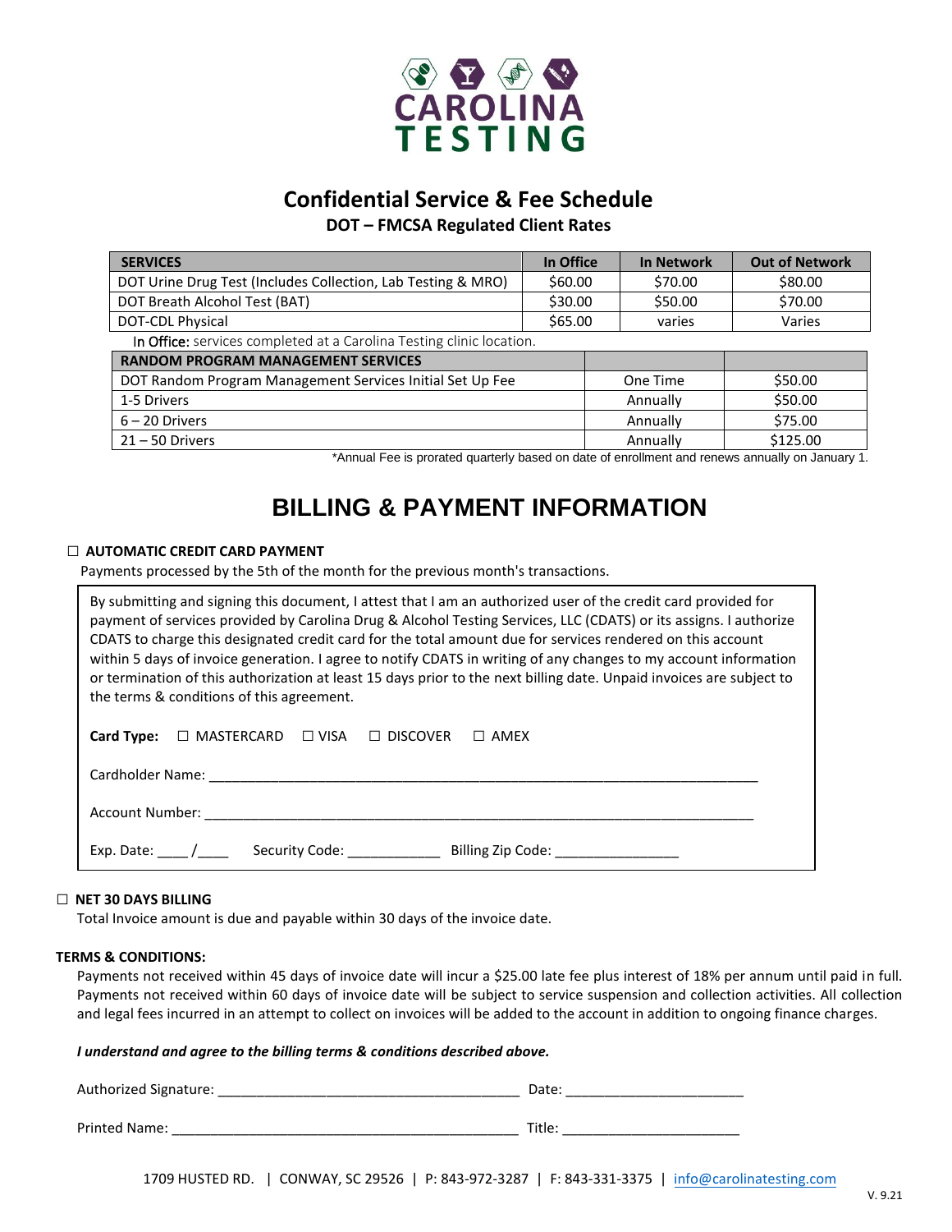# CAROLINA TESTING

## Confidential Service & Fee Schedule

### DOT – FMCSA Regulated Client Rates

| SERVICES | In Office | In Network | Out of Network |
|---|---|---|---|
| DOT Urine Drug Test (Includes Collection, Lab Testing & MRO) | $60.00 | $70.00 | $80.00 |
| DOT Breath Alcohol Test (BAT) | $30.00 | $50.00 | $70.00 |
| DOT-CDL Physical | $65.00 | varies | Varies |

In Office: services completed at a Carolina Testing clinic location.

| RANDOM PROGRAM MANAGEMENT SERVICES | | |
|---|---|---|
| DOT Random Program Management Services Initial Set Up Fee | One Time | $50.00 |
| 1-5 Drivers | Annually | $50.00 |
| 6 – 20 Drivers | Annually | $75.00 |
| 21 – 50 Drivers | Annually | $125.00 |

*Annual Fee is prorated quarterly based on date of enrollment and renews annually on January 1.

## BILLING & PAYMENT INFORMATION

☐ **AUTOMATIC CREDIT CARD PAYMENT**

Payments processed by the 5th of the month for the previous month's transactions.

By submitting and signing this document, I attest that I am an authorized user of the credit card provided for payment of services provided by Carolina Drug & Alcohol Testing Services, LLC (CDATS) or its assigns. I authorize CDATS to charge this designated credit card for the total amount due for services rendered on this account within 5 days of invoice generation. I agree to notify CDATS in writing of any changes to my account information or termination of this authorization at least 15 days prior to the next billing date. Unpaid invoices are subject to the terms & conditions of this agreement.

**Card Type:** ☐ MASTERCARD ☐ VISA ☐ DISCOVER ☐ AMEX

Cardholder Name: ______________________________________________

Account Number: ______________________________________________

Exp. Date: ____ /____ Security Code: ____________ Billing Zip Code: ________________

☐ **NET 30 DAYS BILLING**

Total Invoice amount is due and payable within 30 days of the invoice date.

**TERMS & CONDITIONS:**

Payments not received within 45 days of invoice date will incur a $25.00 late fee plus interest of 18% per annum until paid in full. Payments not received within 60 days of invoice date will be subject to service suspension and collection activities. All collection and legal fees incurred in an attempt to collect on invoices will be added to the account in addition to ongoing finance charges.

***I understand and agree to the billing terms & conditions described above.***

Authorized Signature: ______________________________________ Date: ______________________

Printed Name: ____________________________________________ Title: ______________________

1709 HUSTED RD. | CONWAY, SC 29526 | P: 843-972-3287 | F: 843-331-3375 | info@carolinatesting.com

V. 9.21